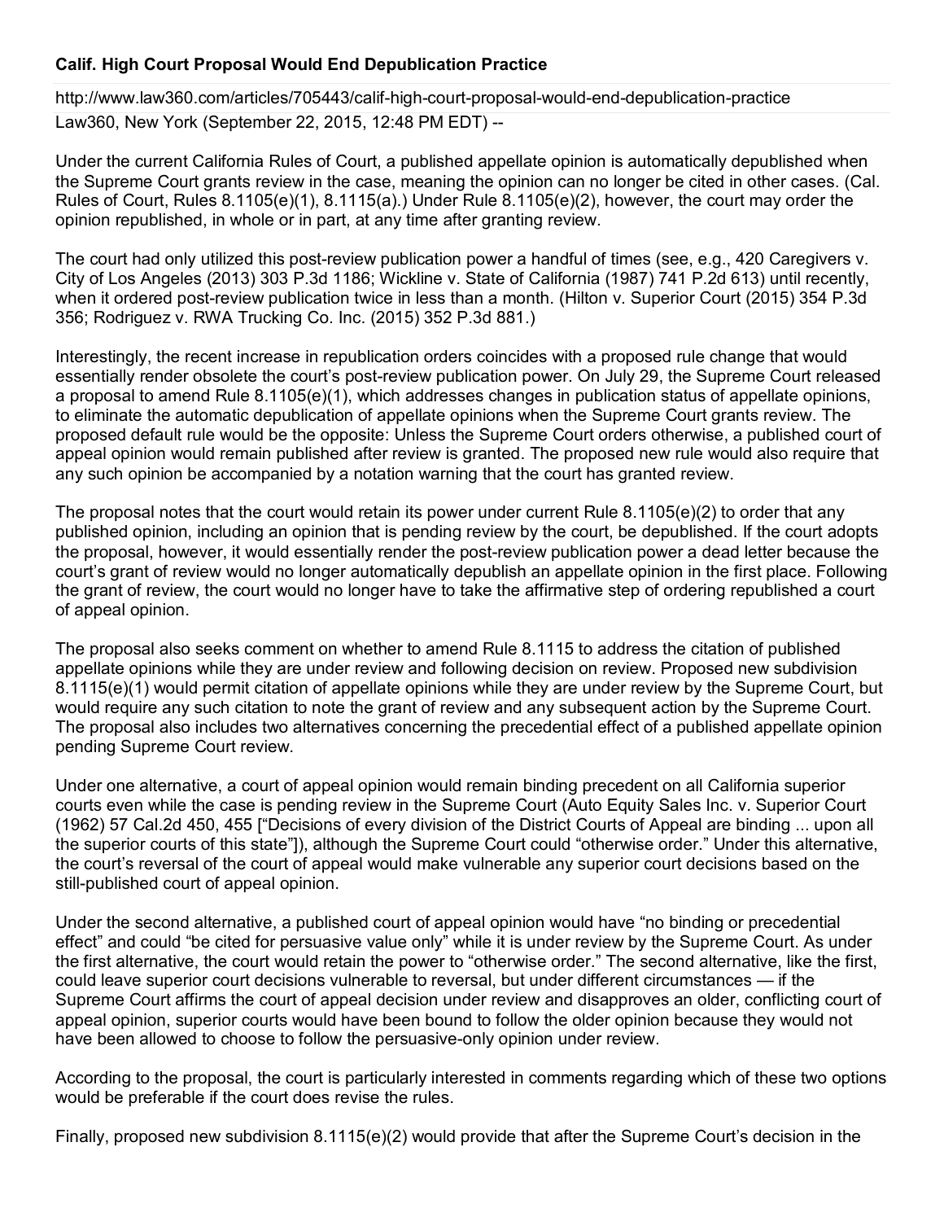**Calif. High Court Proposal Would End Depublication Practice**

http://www.law360.com/articles/705443/calif-high-court-proposal-would-end-depublication-practice

Law360, New York (September 22, 2015, 12:48 PM EDT) --

Under the current California Rules of Court, a published appellate opinion is automatically depublished when the Supreme Court grants review in the case, meaning the opinion can no longer be cited in other cases. (Cal. Rules of Court, Rules 8.1105(e)(1), 8.1115(a).) Under Rule 8.1105(e)(2), however, the court may order the opinion republished, in whole or in part, at any time after granting review.

The court had only utilized this post-review publication power a handful of times (see, e.g., 420 Caregivers v. City of Los Angeles (2013) 303 P.3d 1186; Wickline v. State of California (1987) 741 P.2d 613) until recently, when it ordered post-review publication twice in less than a month. (Hilton v. Superior Court (2015) 354 P.3d 356; Rodriguez v. RWA Trucking Co. Inc. (2015) 352 P.3d 881.)

Interestingly, the recent increase in republication orders coincides with a proposed rule change that would essentially render obsolete the court's post-review publication power. On July 29, the Supreme Court released a proposal to amend Rule 8.1105(e)(1), which addresses changes in publication status of appellate opinions, to eliminate the automatic depublication of appellate opinions when the Supreme Court grants review. The proposed default rule would be the opposite: Unless the Supreme Court orders otherwise, a published court of appeal opinion would remain published after review is granted. The proposed new rule would also require that any such opinion be accompanied by a notation warning that the court has granted review.

The proposal notes that the court would retain its power under current Rule 8.1105(e)(2) to order that any published opinion, including an opinion that is pending review by the court, be depublished. If the court adopts the proposal, however, it would essentially render the post-review publication power a dead letter because the court's grant of review would no longer automatically depublish an appellate opinion in the first place. Following the grant of review, the court would no longer have to take the affirmative step of ordering republished a court of appeal opinion.

The proposal also seeks comment on whether to amend Rule 8.1115 to address the citation of published appellate opinions while they are under review and following decision on review. Proposed new subdivision 8.1115(e)(1) would permit citation of appellate opinions while they are under review by the Supreme Court, but would require any such citation to note the grant of review and any subsequent action by the Supreme Court. The proposal also includes two alternatives concerning the precedential effect of a published appellate opinion pending Supreme Court review.

Under one alternative, a court of appeal opinion would remain binding precedent on all California superior courts even while the case is pending review in the Supreme Court (Auto Equity Sales Inc. v. Superior Court (1962) 57 Cal.2d 450, 455 ["Decisions of every division of the District Courts of Appeal are binding ... upon all the superior courts of this state"]), although the Supreme Court could "otherwise order." Under this alternative, the court's reversal of the court of appeal would make vulnerable any superior court decisions based on the still-published court of appeal opinion.

Under the second alternative, a published court of appeal opinion would have "no binding or precedential effect" and could "be cited for persuasive value only" while it is under review by the Supreme Court. As under the first alternative, the court would retain the power to "otherwise order." The second alternative, like the first, could leave superior court decisions vulnerable to reversal, but under different circumstances — if the Supreme Court affirms the court of appeal decision under review and disapproves an older, conflicting court of appeal opinion, superior courts would have been bound to follow the older opinion because they would not have been allowed to choose to follow the persuasive-only opinion under review.

According to the proposal, the court is particularly interested in comments regarding which of these two options would be preferable if the court does revise the rules.

Finally, proposed new subdivision 8.1115(e)(2) would provide that after the Supreme Court's decision in the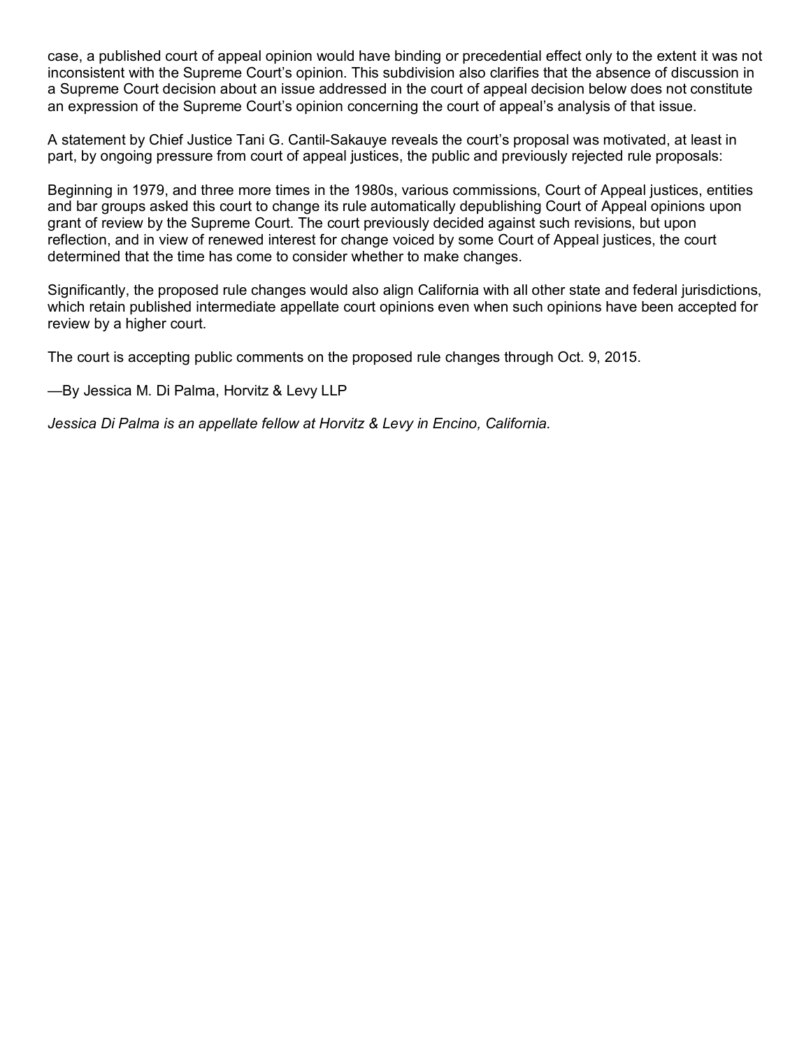case, a published court of appeal opinion would have binding or precedential effect only to the extent it was not inconsistent with the Supreme Court's opinion. This subdivision also clarifies that the absence of discussion in a Supreme Court decision about an issue addressed in the court of appeal decision below does not constitute an expression of the Supreme Court's opinion concerning the court of appeal's analysis of that issue.

A statement by Chief Justice Tani G. Cantil-Sakauye reveals the court's proposal was motivated, at least in part, by ongoing pressure from court of appeal justices, the public and previously rejected rule proposals:

Beginning in 1979, and three more times in the 1980s, various commissions, Court of Appeal justices, entities and bar groups asked this court to change its rule automatically depublishing Court of Appeal opinions upon grant of review by the Supreme Court. The court previously decided against such revisions, but upon reflection, and in view of renewed interest for change voiced by some Court of Appeal justices, the court determined that the time has come to consider whether to make changes.

Significantly, the proposed rule changes would also align California with all other state and federal jurisdictions, which retain published intermediate appellate court opinions even when such opinions have been accepted for review by a higher court.

The court is accepting public comments on the proposed rule changes through Oct. 9, 2015.

—By Jessica M. Di Palma, Horvitz & Levy LLP

*Jessica Di Palma is an appellate fellow at Horvitz & Levy in Encino, California.*